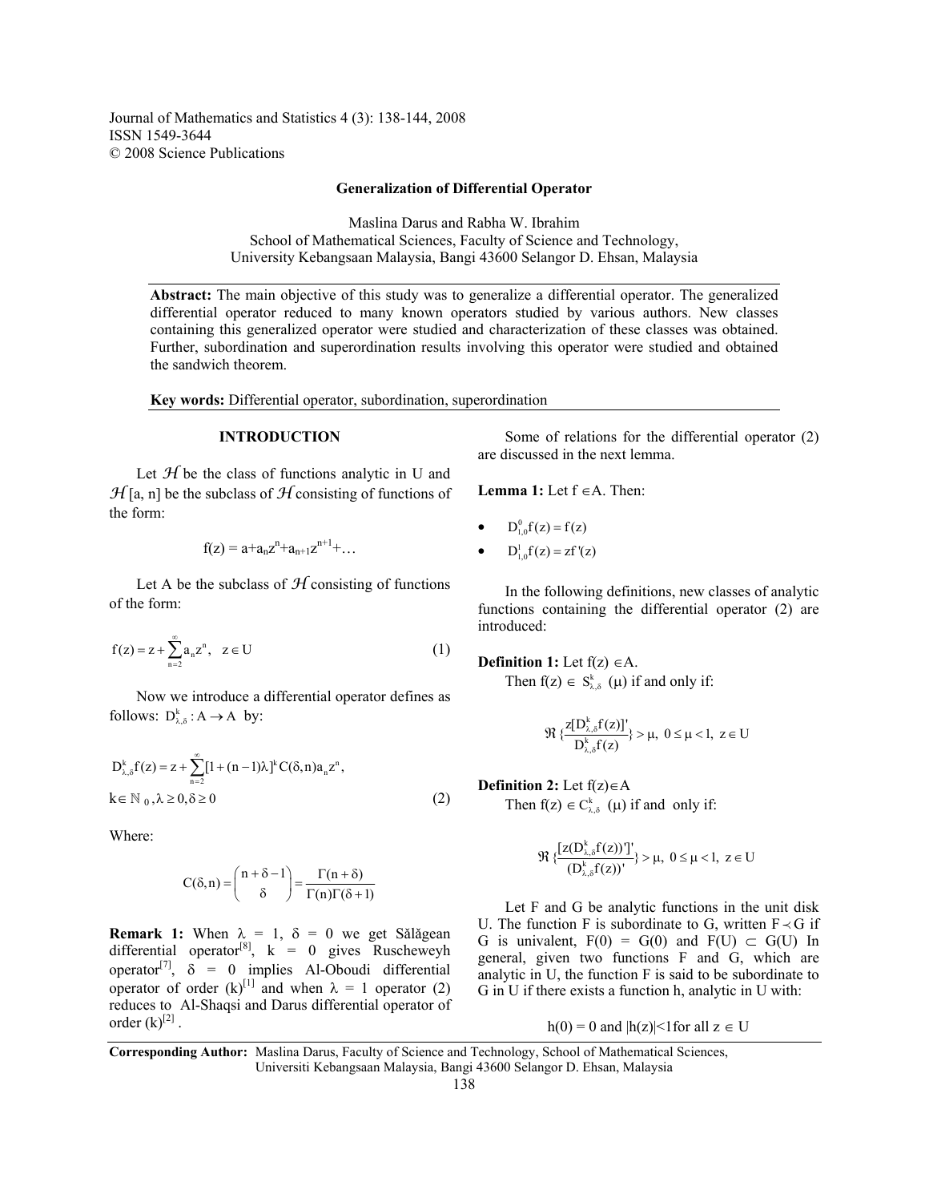Journal of Mathematics and Statistics 4 (3): 138-144, 2008
ISSN 1549-3644
© 2008 Science Publications

# Generalization of Differential Operator

Maslina Darus and Rabha W. Ibrahim
School of Mathematical Sciences, Faculty of Science and Technology,
University Kebangsaan Malaysia, Bangi 43600 Selangor D. Ehsan, Malaysia

**Abstract:** The main objective of this study was to generalize a differential operator. The generalized differential operator reduced to many known operators studied by various authors. New classes containing this generalized operator were studied and characterization of these classes was obtained. Further, subordination and superordination results involving this operator were studied and obtained the sandwich theorem.

**Key words:** Differential operator, subordination, superordination

## INTRODUCTION

Let $\mathcal{H}$ be the class of functions analytic in U and $\mathcal{H}[a, n]$ be the subclass of $\mathcal{H}$ consisting of functions of the form:

$$f(z) = a+a_n z^n+a_{n+1}z^{n+1}+\ldots$$

Let A be the subclass of $\mathcal{H}$ consisting of functions of the form:

$$f(z) = z + \sum_{n=2}^{\infty} a_n z^n, \quad z \in U \tag{1}$$

Now we introduce a differential operator defines as follows: $D^k_{\lambda,\delta} : A \to A$ by:

$$D^k_{\lambda,\delta} f(z) = z + \sum_{n=2}^{\infty} [1+(n-1)\lambda]^k C(\delta, n) a_n z^n,$$
$$k \in \mathbb{N}_0, \lambda \geq 0, \delta \geq 0 \tag{2}$$

Where:

$$C(\delta, n) = \binom{n+\delta-1}{\delta} = \frac{\Gamma(n+\delta)}{\Gamma(n)\Gamma(\delta+1)}$$

**Remark 1:** When $\lambda = 1$, $\delta = 0$ we get Sălăgean differential operator[8], $k = 0$ gives Ruscheweyh operator[7], $\delta = 0$ implies Al-Oboudi differential operator of order (k)[1] and when $\lambda = 1$ operator (2) reduces to Al-Shaqsi and Darus differential operator of order (k)[2] .

Some of relations for the differential operator (2) are discussed in the next lemma.

**Lemma 1:** Let $f \in A$. Then:

- $D^0_{1,0} f(z) = f(z)$
- $D^1_{1,0} f(z) = zf'(z)$

In the following definitions, new classes of analytic functions containing the differential operator (2) are introduced:

**Definition 1:** Let $f(z) \in A$.
Then $f(z) \in S^k_{\lambda,\delta}(\mu)$ if and only if:

$$\Re\left\{\frac{z[D^k_{\lambda,\delta} f(z)]'}{D^k_{\lambda,\delta} f(z)}\right\} > \mu, \; 0 \leq \mu < 1, \; z \in U$$

**Definition 2:** Let $f(z) \in A$
Then $f(z) \in C^k_{\lambda,\delta}(\mu)$ if and only if:

$$\Re\left\{\frac{[z(D^k_{\lambda,\delta} f(z))']'}{(D^k_{\lambda,\delta} f(z))'}\right\} > \mu, \; 0 \leq \mu < 1, \; z \in U$$

Let F and G be analytic functions in the unit disk U. The function F is subordinate to G, written $F \prec G$ if G is univalent, $F(0) = G(0)$ and $F(U) \subset G(U)$ In general, given two functions F and G, which are analytic in U, the function F is said to be subordinate to G in U if there exists a function h, analytic in U with:

$$h(0) = 0 \text{ and } |h(z)|<1 \text{ for all } z \in U$$

**Corresponding Author:** Maslina Darus, Faculty of Science and Technology, School of Mathematical Sciences, Universiti Kebangsaan Malaysia, Bangi 43600 Selangor D. Ehsan, Malaysia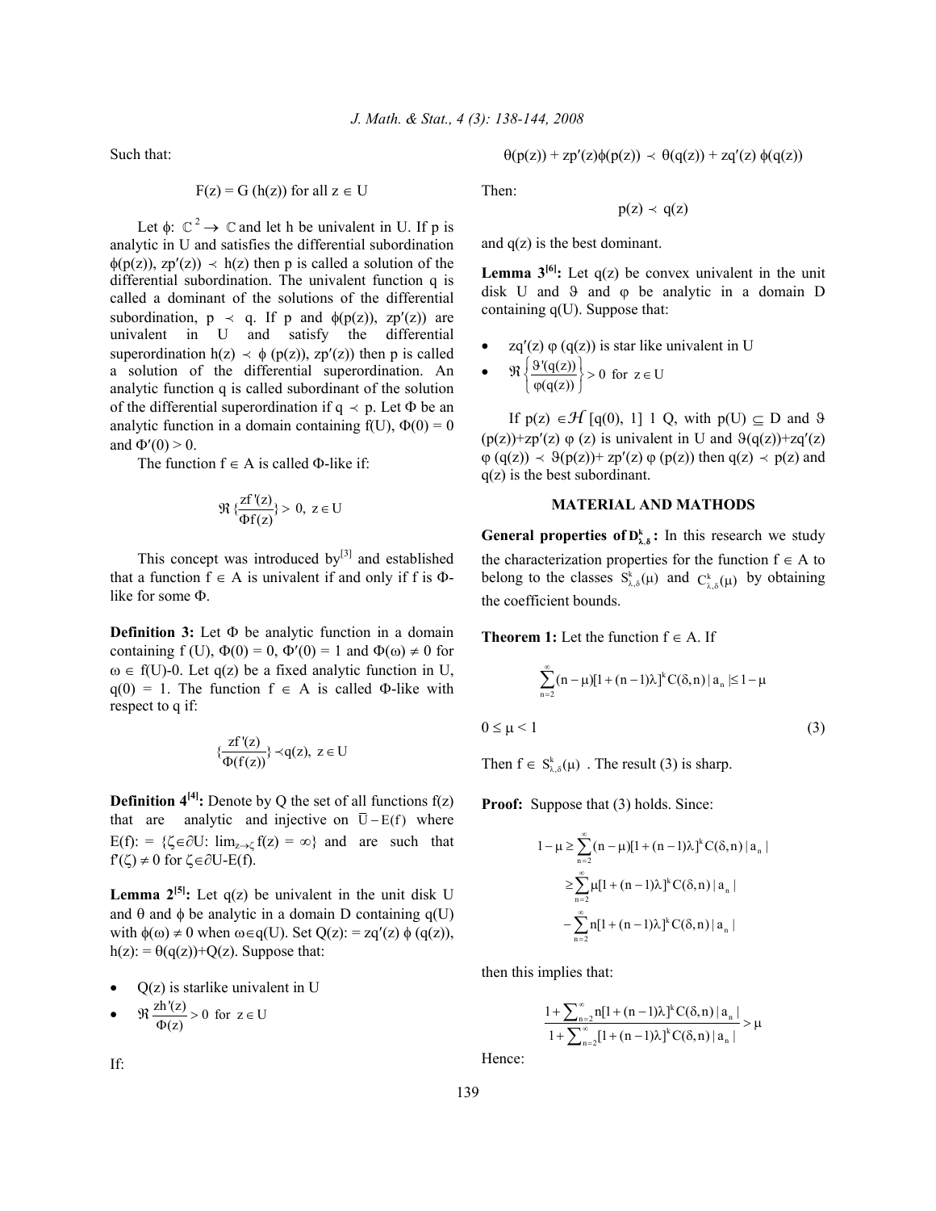Such that:

$$F(z) = G(h(z)) \text{ for all } z \in U$$

Let $\phi$: $\mathbb{C}^2 \to \mathbb{C}$ and let h be univalent in U. If p is analytic in U and satisfies the differential subordination $\phi(p(z)), zp'(z)) \prec h(z)$ then p is called a solution of the differential subordination. The univalent function q is called a dominant of the solutions of the differential subordination, $p \prec q$. If p and $\phi(p(z)), zp'(z))$ are univalent in U and satisfy the differential superordination $h(z) \prec \phi(p(z)), zp'(z))$ then p is called a solution of the differential superordination. An analytic function q is called subordinant of the solution of the differential superordination if $q \prec p$. Let $\Phi$ be an analytic function in a domain containing f(U), $\Phi(0) = 0$ and $\Phi'(0) > 0$.

The function $f \in A$ is called $\Phi$-like if:

$$\Re\{\frac{zf'(z)}{\Phi f(z)}\} > 0, \ z \in U$$

This concept was introduced by[3] and established that a function $f \in A$ is univalent if and only if f is $\Phi$-like for some $\Phi$.

**Definition 3:** Let $\Phi$ be analytic function in a domain containing f (U), $\Phi(0) = 0$, $\Phi'(0) = 1$ and $\Phi(\omega) \neq 0$ for $\omega \in f(U)$-0. Let q(z) be a fixed analytic function in U, $q(0) = 1$. The function $f \in A$ is called $\Phi$-like with respect to q if:

$$\{\frac{zf'(z)}{\Phi(f(z))}\} \prec q(z), \ z \in U$$

**Definition 4[4]:** Denote by Q the set of all functions f(z) that are analytic and injective on $\overline{U} - E(f)$ where $E(f)$: = $\{\zeta \in \partial U: \lim_{z\to\zeta} f(z) = \infty\}$ and are such that $f'(\zeta) \neq 0$ for $\zeta \in \partial U - E(f)$.

**Lemma 2[5]:** Let q(z) be univalent in the unit disk U and $\theta$ and $\phi$ be analytic in a domain D containing q(U) with $\phi(\omega) \neq 0$ when $\omega \in q(U)$. Set $Q(z) := zq'(z)\, \phi(q(z))$, $h(z) := \theta(q(z)) + Q(z)$. Suppose that:

- Q(z) is starlike univalent in U
- $\Re \frac{zh'(z)}{\Phi(z)} > 0 \text{ for } z \in U$

If:

$$\theta(p(z)) + zp'(z)\phi(p(z)) \prec \theta(q(z)) + zq'(z)\, \phi(q(z))$$

Then:

$$p(z) \prec q(z)$$

and q(z) is the best dominant.

**Lemma 3[6]:** Let q(z) be convex univalent in the unit disk U and $\vartheta$ and $\varphi$ be analytic in a domain D containing q(U). Suppose that:

- $zq'(z)\, \varphi(q(z))$ is star like univalent in U
- $\Re\left\{\frac{\vartheta'(q(z))}{\varphi(q(z))}\right\} > 0 \text{ for } z \in U$

If $p(z) \in \mathcal{H}[q(0), 1]$ 1 Q, with $p(U) \subseteq D$ and $\vartheta(p(z)) + zp'(z)\, \varphi(z)$ is univalent in U and $\vartheta(q(z)) + zq'(z)\, \varphi(q(z)) \prec \vartheta(p(z)) + zp'(z)\, \varphi(p(z))$ then $q(z) \prec p(z)$ and q(z) is the best subordinant.

## MATERIAL AND MATHODS

**General properties of $D^k_{\lambda,\delta}$:** In this research we study the characterization properties for the function $f \in A$ to belong to the classes $S^k_{\lambda,\delta}(\mu)$ and $C^k_{\lambda,\delta}(\mu)$ by obtaining the coefficient bounds.

**Theorem 1:** Let the function $f \in A$. If

$$\sum_{n=2}^{\infty}(n-\mu)[1+(n-1)\lambda]^k C(\delta,n)\,|a_n| \leq 1-\mu$$

$$0 \leq \mu < 1 \tag{3}$$

Then $f \in S^k_{\lambda,\delta}(\mu)$. The result (3) is sharp.

**Proof:** Suppose that (3) holds. Since:

$$\begin{aligned} 1-\mu &\geq \sum_{n=2}^{\infty}(n-\mu)[1+(n-1)\lambda]^k C(\delta,n)\,|a_n| \\ &\geq \sum_{n=2}^{\infty}\mu[1+(n-1)\lambda]^k C(\delta,n)\,|a_n| \\ &\quad - \sum_{n=2}^{\infty} n[1+(n-1)\lambda]^k C(\delta,n)\,|a_n| \end{aligned}$$

then this implies that:

$$\frac{1+\sum_{n=2}^{\infty} n[1+(n-1)\lambda]^k C(\delta,n)\,|a_n|}{1+\sum_{n=2}^{\infty}[1+(n-1)\lambda]^k C(\delta,n)\,|a_n|} > \mu$$

Hence: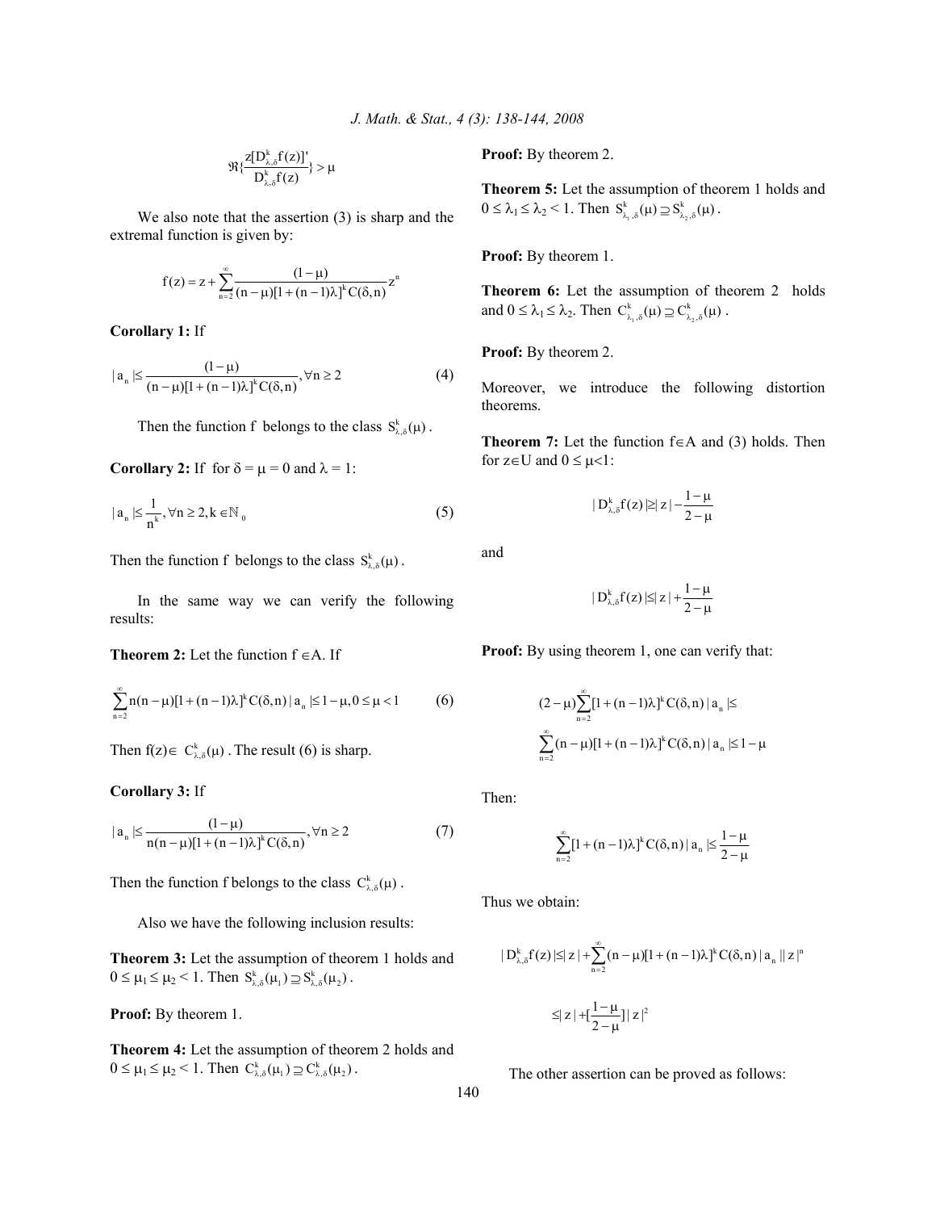$$\Re\left\{\frac{z[D^k_{\lambda,\delta}f(z)]'}{D^k_{\lambda,\delta}f(z)}\right\} > \mu$$

We also note that the assertion (3) is sharp and the extremal function is given by:

$$f(z) = z + \sum_{n=2}^{\infty} \frac{(1-\mu)}{(n-\mu)[1+(n-1)\lambda]^k C(\delta,n)} z^n$$

**Corollary 1:** If

$$|a_n| \le \frac{(1-\mu)}{(n-\mu)[1+(n-1)\lambda]^k C(\delta,n)}, \forall n \ge 2 \tag{4}$$

Then the function f belongs to the class $S^k_{\lambda,\delta}(\mu)$.

**Corollary 2:** If for $\delta = \mu = 0$ and $\lambda = 1$:

$$|a_n| \le \frac{1}{n^k}, \forall n \ge 2, k \in \mathbb{N}_0 \tag{5}$$

Then the function f belongs to the class $S^k_{\lambda,\delta}(\mu)$.

In the same way we can verify the following results:

**Theorem 2:** Let the function $f \in A$. If

$$\sum_{n=2}^{\infty} n(n-\mu)[1+(n-1)\lambda]^k C(\delta,n)|a_n| \le 1-\mu, 0 \le \mu < 1 \tag{6}$$

Then $f(z) \in C^k_{\lambda,\delta}(\mu)$. The result (6) is sharp.

**Corollary 3:** If

$$|a_n| \le \frac{(1-\mu)}{n(n-\mu)[1+(n-1)\lambda]^k C(\delta,n)}, \forall n \ge 2 \tag{7}$$

Then the function f belongs to the class $C^k_{\lambda,\delta}(\mu)$.

Also we have the following inclusion results:

**Theorem 3:** Let the assumption of theorem 1 holds and $0 \le \mu_1 \le \mu_2 < 1$. Then $S^k_{\lambda,\delta}(\mu_1) \supseteq S^k_{\lambda,\delta}(\mu_2)$.

**Proof:** By theorem 1.

**Theorem 4:** Let the assumption of theorem 2 holds and $0 \le \mu_1 \le \mu_2 < 1$. Then $C^k_{\lambda,\delta}(\mu_1) \supseteq C^k_{\lambda,\delta}(\mu_2)$.

**Proof:** By theorem 2.

**Theorem 5:** Let the assumption of theorem 1 holds and $0 \le \lambda_1 \le \lambda_2 < 1$. Then $S^k_{\lambda_1,\delta}(\mu) \supseteq S^k_{\lambda_2,\delta}(\mu)$.

**Proof:** By theorem 1.

**Theorem 6:** Let the assumption of theorem 2 holds and $0 \le \lambda_1 \le \lambda_2$. Then $C^k_{\lambda_1,\delta}(\mu) \supseteq C^k_{\lambda_2,\delta}(\mu)$.

**Proof:** By theorem 2.

Moreover, we introduce the following distortion theorems.

**Theorem 7:** Let the function $f \in A$ and (3) holds. Then for $z \in U$ and $0 \le \mu < 1$:

$$|D^k_{\lambda,\delta}f(z)| \ge |z| - \frac{1-\mu}{2-\mu}$$

and

$$|D^k_{\lambda,\delta}f(z)| \le |z| + \frac{1-\mu}{2-\mu}$$

**Proof:** By using theorem 1, one can verify that:

$$(2-\mu)\sum_{n=2}^{\infty}[1+(n-1)\lambda]^k C(\delta,n)|a_n| \le$$
$$\sum_{n=2}^{\infty}(n-\mu)[1+(n-1)\lambda]^k C(\delta,n)|a_n| \le 1-\mu$$

Then:

$$\sum_{n=2}^{\infty}[1+(n-1)\lambda]^k C(\delta,n)|a_n| \le \frac{1-\mu}{2-\mu}$$

Thus we obtain:

$$|D^k_{\lambda,\delta}f(z)| \le |z| + \sum_{n=2}^{\infty}(n-\mu)[1+(n-1)\lambda]^k C(\delta,n)|a_n||z|^n$$

$$\le |z| + [\frac{1-\mu}{2-\mu}]|z|^2$$

The other assertion can be proved as follows: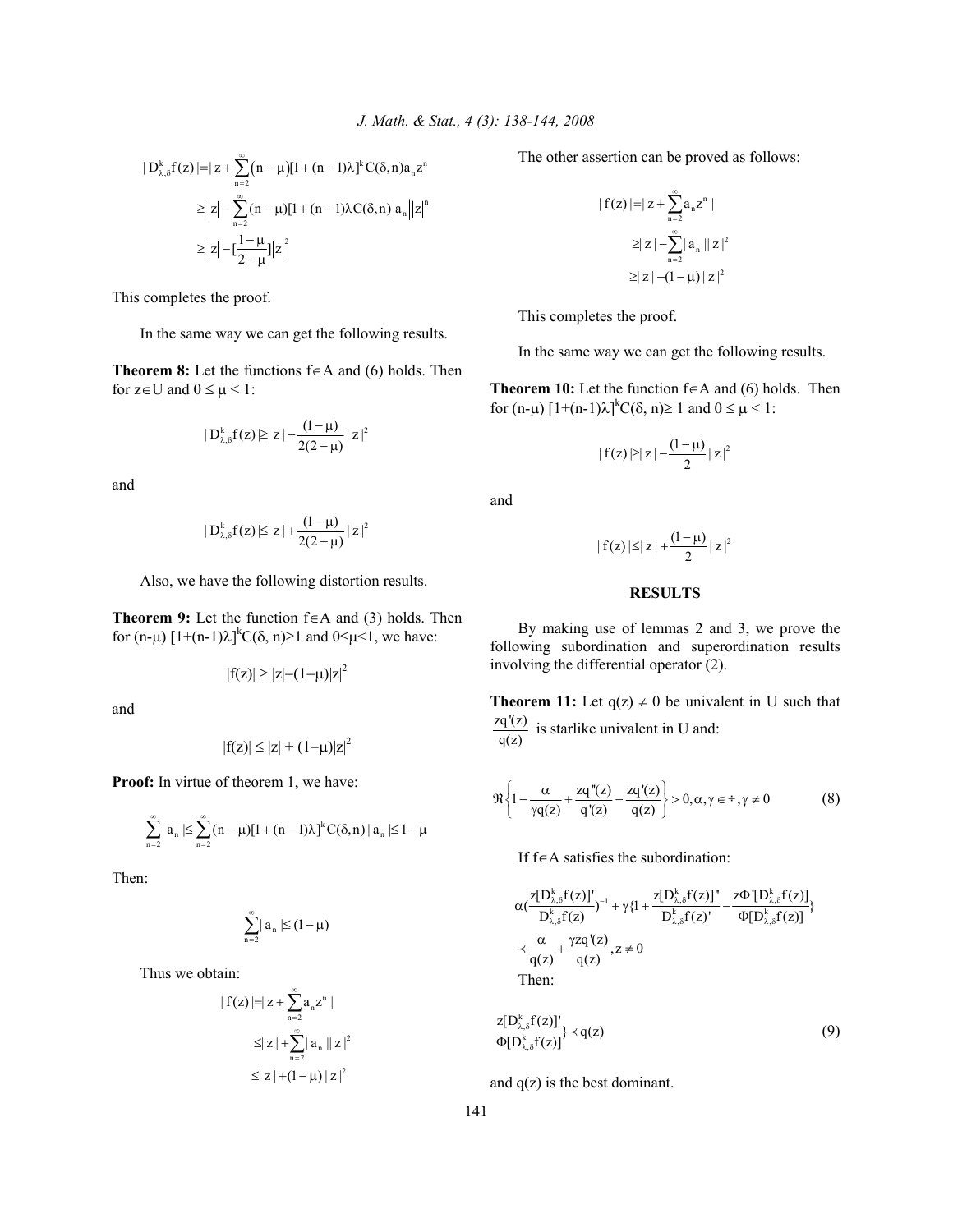$$|D^k_{\lambda,\delta}f(z)| = |z + \sum_{n=2}^{\infty}(n-\mu)[1+(n-1)\lambda]^k C(\delta,n)a_n z^n$$

$$\geq |z| - \sum_{n=2}^{\infty}(n-\mu)[1+(n-1)\lambda C(\delta,n)|a_n||z|^n$$

$$\geq |z| - [\frac{1-\mu}{2-\mu}]|z|^2$$

This completes the proof.

In the same way we can get the following results.

**Theorem 8:** Let the functions f∈A and (6) holds. Then for z∈U and $0 \leq \mu < 1$:

$$|D^k_{\lambda,\delta}f(z)| \geq |z| - \frac{(1-\mu)}{2(2-\mu)}|z|^2$$

and

$$|D^k_{\lambda,\delta}f(z)| \leq |z| + \frac{(1-\mu)}{2(2-\mu)}|z|^2$$

Also, we have the following distortion results.

**Theorem 9:** Let the function f∈A and (3) holds. Then for $(n-\mu)\,[1+(n-1)\lambda]^k C(\delta, n) \geq 1$ and $0 \leq \mu < 1$, we have:

$$|f(z)| \geq |z| - (1-\mu)|z|^2$$

and

$$|f(z)| \leq |z| + (1-\mu)|z|^2$$

**Proof:** In virtue of theorem 1, we have:

$$\sum_{n=2}^{\infty}|a_n| \leq \sum_{n=2}^{\infty}(n-\mu)[1+(n-1)\lambda]^k C(\delta,n)|a_n| \leq 1-\mu$$

Then:

$$\sum_{n=2}^{\infty}|a_n| \leq (1-\mu)$$

Thus we obtain:

$$|f(z)| = |z + \sum_{n=2}^{\infty}a_n z^n|$$

$$\leq |z| + \sum_{n=2}^{\infty}|a_n||z|^2$$

$$\leq |z| + (1-\mu)|z|^2$$

The other assertion can be proved as follows:

$$|f(z)| = |z + \sum_{n=2}^{\infty}a_n z^n|$$

$$\geq |z| - \sum_{n=2}^{\infty}|a_n||z|^2$$

$$\geq |z| - (1-\mu)|z|^2$$

This completes the proof.

In the same way we can get the following results.

**Theorem 10:** Let the function f∈A and (6) holds. Then for $(n-\mu)\,[1+(n-1)\lambda]^k C(\delta, n) \geq 1$ and $0 \leq \mu < 1$:

$$|f(z)| \geq |z| - \frac{(1-\mu)}{2}|z|^2$$

and

$$|f(z)| \leq |z| + \frac{(1-\mu)}{2}|z|^2$$

## RESULTS

By making use of lemmas 2 and 3, we prove the following subordination and superordination results involving the differential operator (2).

**Theorem 11:** Let $q(z) \neq 0$ be univalent in U such that $\frac{zq'(z)}{q(z)}$ is starlike univalent in U and:

$$\Re\left\{1 - \frac{\alpha}{\gamma q(z)} + \frac{zq''(z)}{q'(z)} - \frac{zq'(z)}{q(z)}\right\} > 0, \alpha, \gamma \in \div, \gamma \neq 0 \tag{8}$$

If f∈A satisfies the subordination:

$$\alpha\left(\frac{z[D^k_{\lambda,\delta}f(z)]'}{D^k_{\lambda,\delta}f(z)}\right)^{-1} + \gamma\left\{1 + \frac{z[D^k_{\lambda,\delta}f(z)]''}{D^k_{\lambda,\delta}f(z)'} - \frac{z\Phi'[D^k_{\lambda,\delta}f(z)]}{\Phi[D^k_{\lambda,\delta}f(z)]}\right\}$$

$$\prec \frac{\alpha}{q(z)} + \frac{\gamma zq'(z)}{q(z)}, z \neq 0$$

Then:

$$\frac{z[D^k_{\lambda,\delta}f(z)]'}{\Phi[D^k_{\lambda,\delta}f(z)]}\} \prec q(z) \tag{9}$$

and q(z) is the best dominant.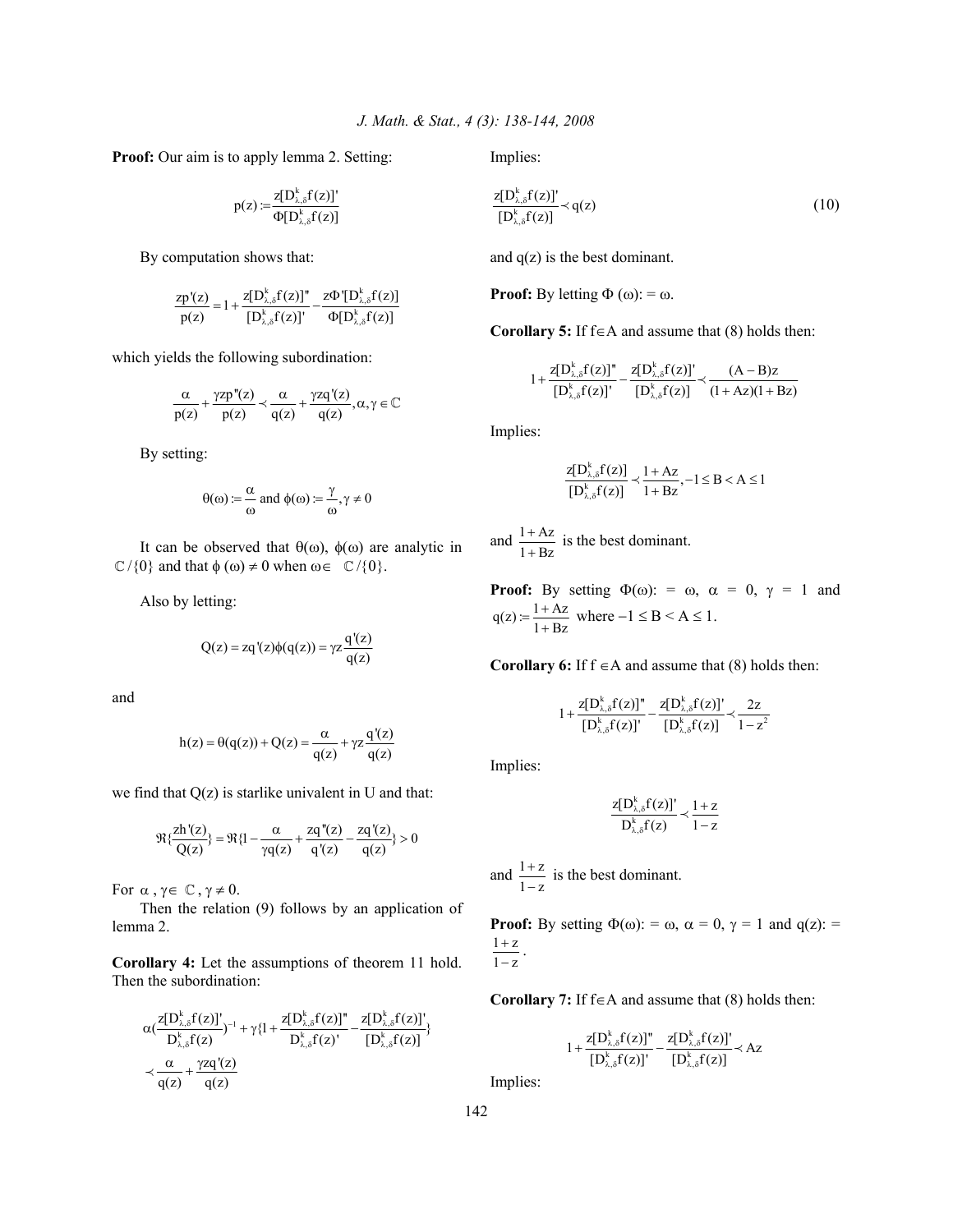**Proof:** Our aim is to apply lemma 2. Setting:

$$p(z) := \frac{z[D_{\lambda,\delta}^k f(z)]'}{\Phi[D_{\lambda,\delta}^k f(z)]}$$

By computation shows that:

$$\frac{zp'(z)}{p(z)} = 1 + \frac{z[D_{\lambda,\delta}^k f(z)]''}{[D_{\lambda,\delta}^k f(z)]'} - \frac{z\Phi'[D_{\lambda,\delta}^k f(z)]}{\Phi[D_{\lambda,\delta}^k f(z)]}$$

which yields the following subordination:

$$\frac{\alpha}{p(z)} + \frac{\gamma zp''(z)}{p(z)} \prec \frac{\alpha}{q(z)} + \frac{\gamma zq'(z)}{q(z)}, \alpha, \gamma \in \mathbb{C}$$

By setting:

$$\theta(\omega) := \frac{\alpha}{\omega} \text{ and } \phi(\omega) := \frac{\gamma}{\omega}, \gamma \neq 0$$

It can be observed that $\theta(\omega)$, $\phi(\omega)$ are analytic in $\mathbb{C}/\{0\}$ and that $\phi(\omega) \neq 0$ when $\omega \in \mathbb{C}/\{0\}$.

Also by letting:

$$Q(z) = zq'(z)\phi(q(z)) = \gamma z \frac{q'(z)}{q(z)}$$

and

$$h(z) = \theta(q(z)) + Q(z) = \frac{\alpha}{q(z)} + \gamma z \frac{q'(z)}{q(z)}$$

we find that $Q(z)$ is starlike univalent in U and that:

$$\Re\{\frac{zh'(z)}{Q(z)}\} = \Re\{1 - \frac{\alpha}{\gamma q(z)} + \frac{zq''(z)}{q'(z)} - \frac{zq'(z)}{q(z)}\} > 0$$

For $\alpha, \gamma \in \mathbb{C}$, $\gamma \neq 0$.

Then the relation (9) follows by an application of lemma 2.

**Corollary 4:** Let the assumptions of theorem 11 hold. Then the subordination:

$$\alpha\left(\frac{z[D_{\lambda,\delta}^k f(z)]'}{D_{\lambda,\delta}^k f(z)}\right)^{-1} + \gamma\{1 + \frac{z[D_{\lambda,\delta}^k f(z)]''}{D_{\lambda,\delta}^k f(z)'} - \frac{z[D_{\lambda,\delta}^k f(z)]'}{[D_{\lambda,\delta}^k f(z)]}\}$$
$$\prec \frac{\alpha}{q(z)} + \frac{\gamma zq'(z)}{q(z)}$$

Implies:

$$\frac{z[D_{\lambda,\delta}^k f(z)]'}{[D_{\lambda,\delta}^k f(z)]} \prec q(z) \tag{10}$$

and $q(z)$ is the best dominant.

**Proof:** By letting $\Phi(\omega) := \omega$.

**Corollary 5:** If $f \in A$ and assume that (8) holds then:

$$1 + \frac{z[D_{\lambda,\delta}^k f(z)]''}{[D_{\lambda,\delta}^k f(z)]'} - \frac{z[D_{\lambda,\delta}^k f(z)]'}{[D_{\lambda,\delta}^k f(z)]} \prec \frac{(A - B)z}{(1 + Az)(1 + Bz)}$$

Implies:

$$\frac{z[D_{\lambda,\delta}^k f(z)]}{[D_{\lambda,\delta}^k f(z)]} \prec \frac{1 + Az}{1 + Bz}, -1 \leq B < A \leq 1$$

and $\frac{1 + Az}{1 + Bz}$ is the best dominant.

**Proof:** By setting $\Phi(\omega) := \omega$, $\alpha = 0$, $\gamma = 1$ and $q(z) := \frac{1 + Az}{1 + Bz}$ where $-1 \leq B < A \leq 1$.

**Corollary 6:** If $f \in A$ and assume that (8) holds then:

$$1 + \frac{z[D_{\lambda,\delta}^k f(z)]''}{[D_{\lambda,\delta}^k f(z)]'} - \frac{z[D_{\lambda,\delta}^k f(z)]'}{[D_{\lambda,\delta}^k f(z)]} \prec \frac{2z}{1 - z^2}$$

Implies:

$$\frac{z[D_{\lambda,\delta}^k f(z)]'}{D_{\lambda,\delta}^k f(z)} \prec \frac{1 + z}{1 - z}$$

and $\frac{1 + z}{1 - z}$ is the best dominant.

**Proof:** By setting $\Phi(\omega) := \omega$, $\alpha = 0$, $\gamma = 1$ and $q(z) := \frac{1 + z}{1 - z}$.

**Corollary 7:** If $f \in A$ and assume that (8) holds then:

$$1 + \frac{z[D_{\lambda,\delta}^k f(z)]''}{[D_{\lambda,\delta}^k f(z)]'} - \frac{z[D_{\lambda,\delta}^k f(z)]'}{[D_{\lambda,\delta}^k f(z)]} \prec Az$$

Implies: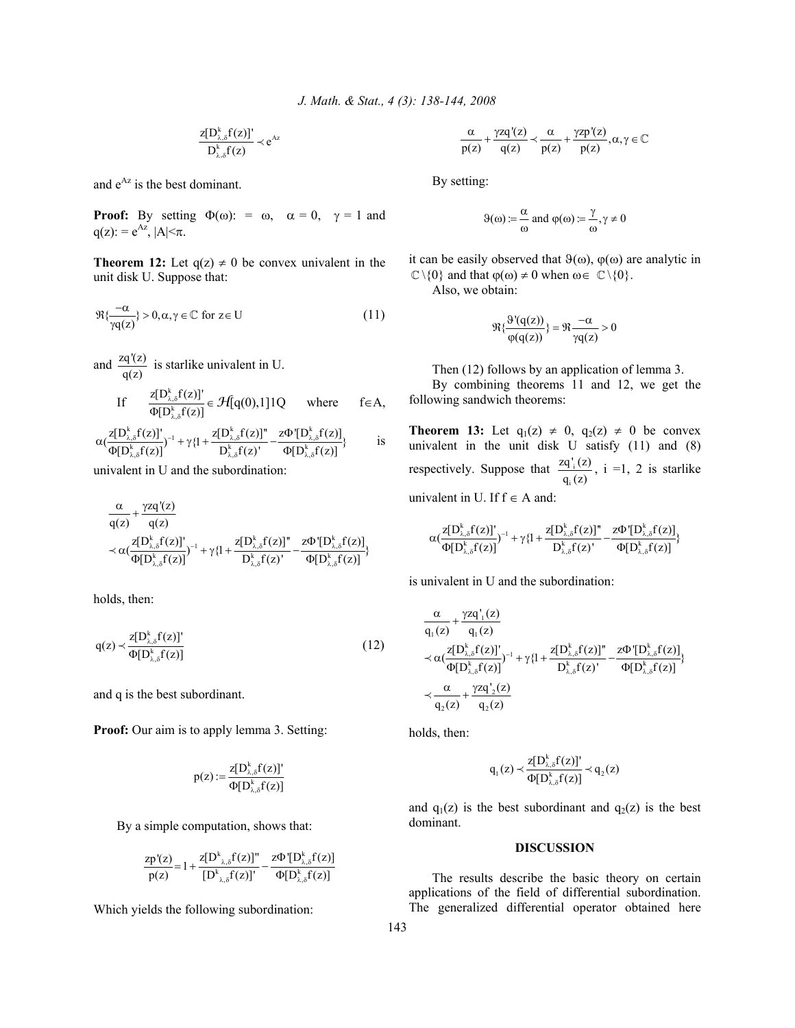$$\frac{z[D^k_{\lambda,\delta}f(z)]'}{D^k_{\lambda,\delta}f(z)} \prec e^{Az}$$

and $e^{Az}$ is the best dominant.

**Proof:** By setting $\Phi(\omega) := \omega$, $\alpha = 0$, $\gamma = 1$ and $q(z) := e^{Az}$, $|A|<\pi$.

**Theorem 12:** Let $q(z) \neq 0$ be convex univalent in the unit disk U. Suppose that:

$$\Re\{\frac{-\alpha}{\gamma q(z)}\} > 0, \alpha, \gamma \in \mathbb{C} \text{ for } z \in U \tag{11}$$

and $\frac{zq'(z)}{q(z)}$ is starlike univalent in U.

If $\frac{z[D^k_{\lambda,\delta}f(z)]'}{\Phi[D^k_{\lambda,\delta}f(z)]} \in \mathcal{H}[q(0),1]1Q$ where $f \in A$,

$$\alpha(\frac{z[D^k_{\lambda,\delta}f(z)]'}{\Phi[D^k_{\lambda,\delta}f(z)]})^{-1} + \gamma\{1 + \frac{z[D^k_{\lambda,\delta}f(z)]''}{D^k_{\lambda,\delta}f(z)'} - \frac{z\Phi'[D^k_{\lambda,\delta}f(z)]}{\Phi[D^k_{\lambda,\delta}f(z)]}\}$$

is univalent in U and the subordination:

$$\begin{aligned}
&\frac{\alpha}{q(z)} + \frac{\gamma z q'(z)}{q(z)} \\
&\prec \alpha(\frac{z[D^k_{\lambda,\delta}f(z)]'}{\Phi[D^k_{\lambda,\delta}f(z)]})^{-1} + \gamma\{1 + \frac{z[D^k_{\lambda,\delta}f(z)]''}{D^k_{\lambda,\delta}f(z)'} - \frac{z\Phi'[D^k_{\lambda,\delta}f(z)]}{\Phi[D^k_{\lambda,\delta}f(z)]}\}
\end{aligned}$$

holds, then:

$$q(z) \prec \frac{z[D^k_{\lambda,\delta}f(z)]'}{\Phi[D^k_{\lambda,\delta}f(z)]} \tag{12}$$

and q is the best subordinant.

**Proof:** Our aim is to apply lemma 3. Setting:

$$p(z) := \frac{z[D^k_{\lambda,\delta}f(z)]'}{\Phi[D^k_{\lambda,\delta}f(z)]}$$

By a simple computation, shows that:

$$\frac{zp'(z)}{p(z)} = 1 + \frac{z[D^k_{\lambda,\delta}f(z)]''}{[D^k_{\lambda,\delta}f(z)]'} - \frac{z\Phi'[D^k_{\lambda,\delta}f(z)]}{\Phi[D^k_{\lambda,\delta}f(z)]}$$

Which yields the following subordination:

$$\frac{\alpha}{p(z)} + \frac{\gamma z q'(z)}{q(z)} \prec \frac{\alpha}{p(z)} + \frac{\gamma z p'(z)}{p(z)}, \alpha, \gamma \in \mathbb{C}$$

By setting:

$$\vartheta(\omega) := \frac{\alpha}{\omega} \text{ and } \varphi(\omega) := \frac{\gamma}{\omega}, \gamma \neq 0$$

it can be easily observed that $\vartheta(\omega)$, $\varphi(\omega)$ are analytic in $\mathbb{C}\setminus\{0\}$ and that $\varphi(\omega) \neq 0$ when $\omega \in \mathbb{C}\setminus\{0\}$.

Also, we obtain:

$$\Re\{\frac{\vartheta'(q(z))}{\varphi(q(z))}\} = \Re\frac{-\alpha}{\gamma q(z)} > 0$$

Then (12) follows by an application of lemma 3.

By combining theorems 11 and 12, we get the following sandwich theorems:

**Theorem 13:** Let $q_1(z) \neq 0$, $q_2(z) \neq 0$ be convex univalent in the unit disk U satisfy (11) and (8) respectively. Suppose that $\frac{zq'_i(z)}{q_i(z)}$, i =1, 2 is starlike univalent in U. If $f \in A$ and:

$$\alpha(\frac{z[D^k_{\lambda,\delta}f(z)]'}{\Phi[D^k_{\lambda,\delta}f(z)]})^{-1} + \gamma\{1 + \frac{z[D^k_{\lambda,\delta}f(z)]''}{D^k_{\lambda,\delta}f(z)'} - \frac{z\Phi'[D^k_{\lambda,\delta}f(z)]}{\Phi[D^k_{\lambda,\delta}f(z)]}\}$$

is univalent in U and the subordination:

$$\begin{aligned}
&\frac{\alpha}{q_1(z)} + \frac{\gamma z q'_1(z)}{q_1(z)} \\
&\prec \alpha(\frac{z[D^k_{\lambda,\delta}f(z)]'}{\Phi[D^k_{\lambda,\delta}f(z)]})^{-1} + \gamma\{1 + \frac{z[D^k_{\lambda,\delta}f(z)]''}{D^k_{\lambda,\delta}f(z)'} - \frac{z\Phi'[D^k_{\lambda,\delta}f(z)]}{\Phi[D^k_{\lambda,\delta}f(z)]}\} \\
&\prec \frac{\alpha}{q_2(z)} + \frac{\gamma z q'_2(z)}{q_2(z)}
\end{aligned}$$

holds, then:

$$q_1(z) \prec \frac{z[D^k_{\lambda,\delta}f(z)]'}{\Phi[D^k_{\lambda,\delta}f(z)]} \prec q_2(z)$$

and $q_1(z)$ is the best subordinant and $q_2(z)$ is the best dominant.

## DISCUSSION

The results describe the basic theory on certain applications of the field of differential subordination. The generalized differential operator obtained here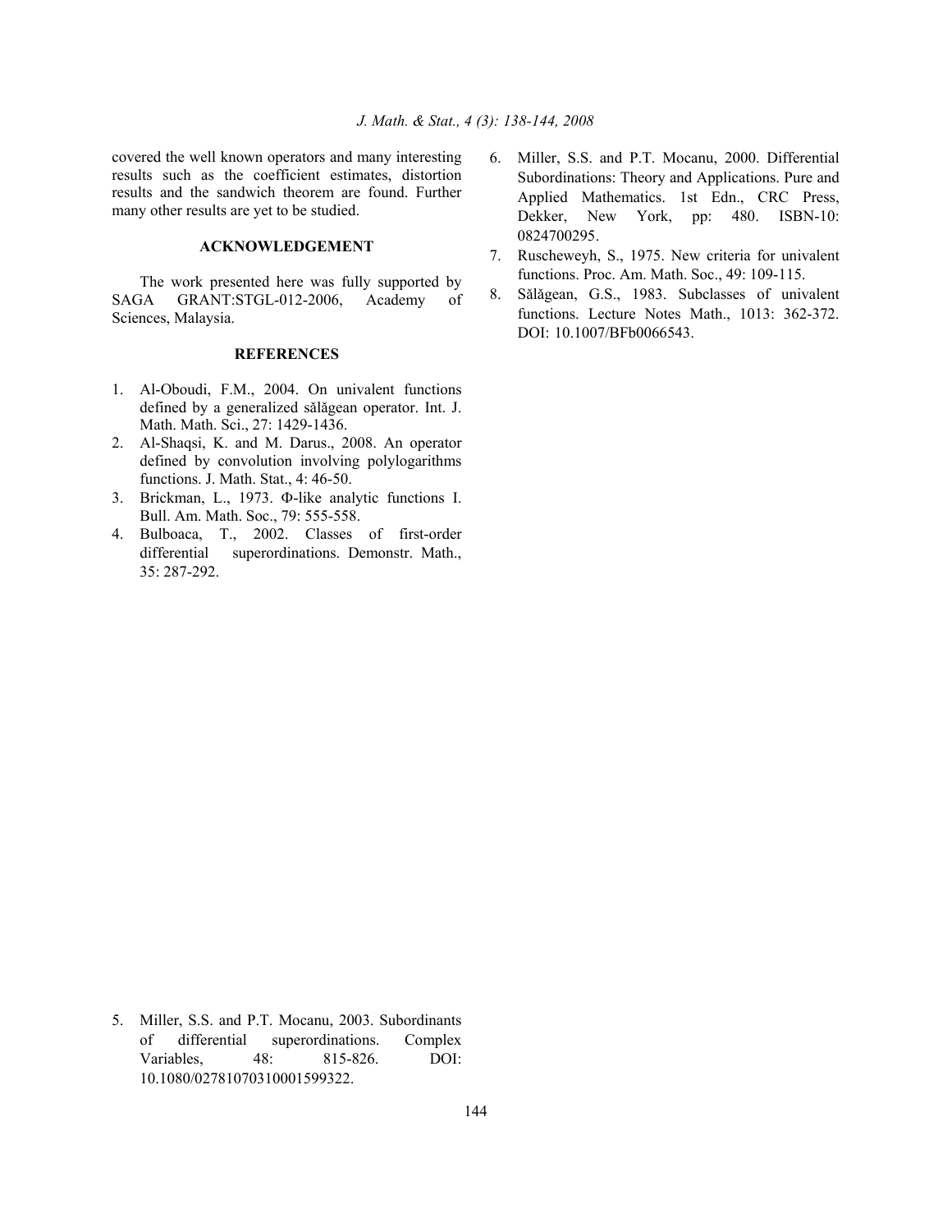covered the well known operators and many interesting results such as the coefficient estimates, distortion results and the sandwich theorem are found. Further many other results are yet to be studied.

## ACKNOWLEDGEMENT

The work presented here was fully supported by SAGA GRANT:STGL-012-2006, Academy of Sciences, Malaysia.

## REFERENCES

1. Al-Oboudi, F.M., 2004. On univalent functions defined by a generalized sălăgean operator. Int. J. Math. Math. Sci., 27: 1429-1436.
2. Al-Shaqsi, K. and M. Darus., 2008. An operator defined by convolution involving polylogarithms functions. J. Math. Stat., 4: 46-50.
3. Brickman, L., 1973. Φ-like analytic functions I. Bull. Am. Math. Soc., 79: 555-558.
4. Bulboaca, T., 2002. Classes of first-order differential superordinations. Demonstr. Math., 35: 287-292.
5. Miller, S.S. and P.T. Mocanu, 2003. Subordinants of differential superordinations. Complex Variables, 48: 815-826. DOI: 10.1080/02781070310001599322.
6. Miller, S.S. and P.T. Mocanu, 2000. Differential Subordinations: Theory and Applications. Pure and Applied Mathematics. 1st Edn., CRC Press, Dekker, New York, pp: 480. ISBN-10: 0824700295.
7. Ruscheweyh, S., 1975. New criteria for univalent functions. Proc. Am. Math. Soc., 49: 109-115.
8. Sălăgean, G.S., 1983. Subclasses of univalent functions. Lecture Notes Math., 1013: 362-372. DOI: 10.1007/BFb0066543.